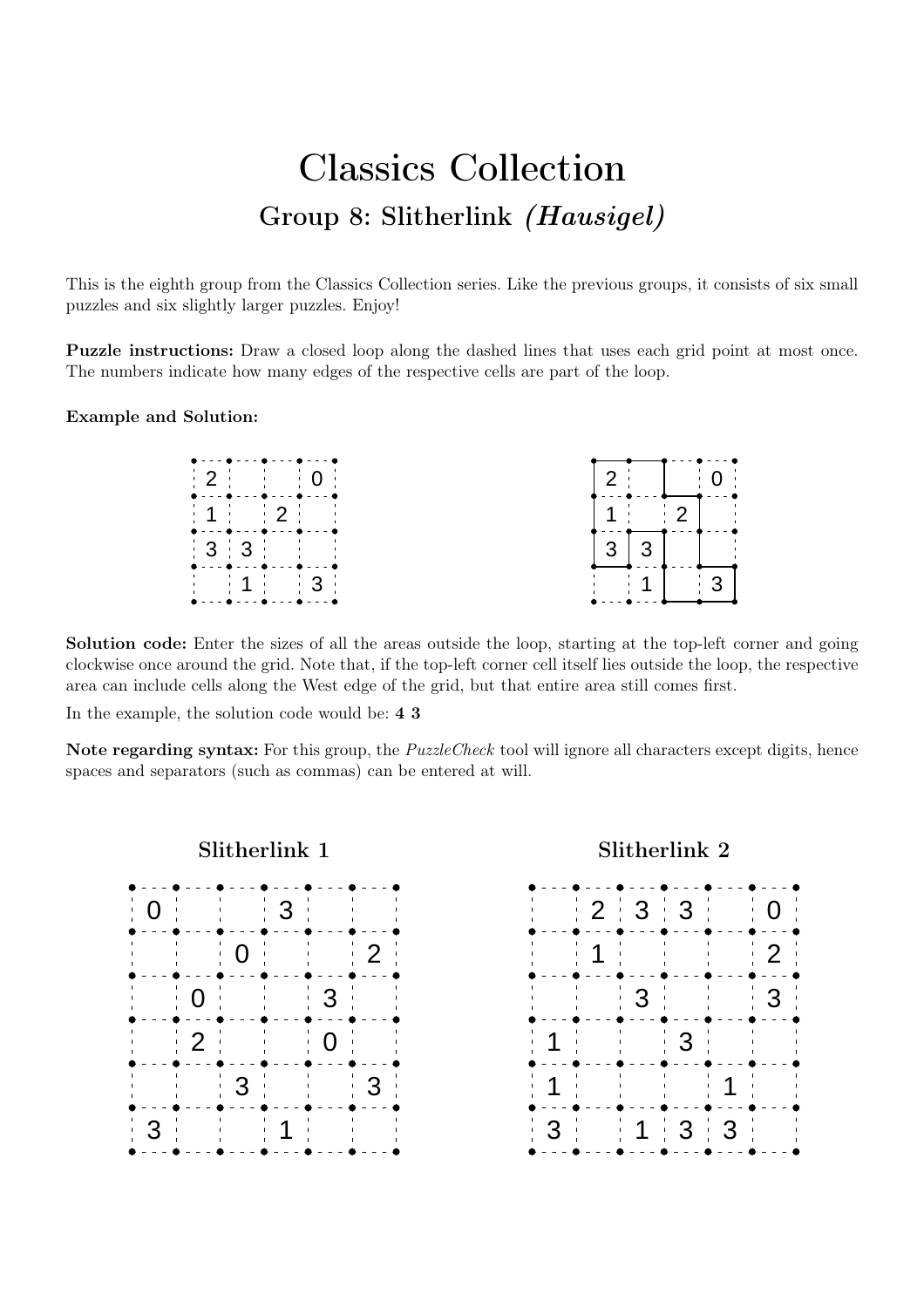# Classics Collection

## Group 8: Slitherlink *(Hausigel)*

This is the eighth group from the Classics Collection series. Like the previous groups, it consists of six small puzzles and six slightly larger puzzles. Enjoy!

**Puzzle instructions:** Draw a closed loop along the dashed lines that uses each grid point at most once. The numbers indicate how many edges of the respective cells are part of the loop.

**Example and Solution:**

| | | | |
|---|---|---|---|
| 2 | | | 0 |
| 1 | | 2 | |
| 3 | 3 | | |
| | 1 | | 3 |

**Solution code:** Enter the sizes of all the areas outside the loop, starting at the top-left corner and going clockwise once around the grid. Note that, if the top-left corner cell itself lies outside the loop, the respective area can include cells along the West edge of the grid, but that entire area still comes first.

In the example, the solution code would be: **4 3**

**Note regarding syntax:** For this group, the *PuzzleCheck* tool will ignore all characters except digits, hence spaces and separators (such as commas) can be entered at will.

### Slitherlink 1

| | | | | | |
|---|---|---|---|---|---|
| 0 | | | 3 | | |
| | | 0 | | | 2 |
| | 0 | | | 3 | |
| | 2 | | | 0 | |
| | | 3 | | | 3 |
| 3 | | | 1 | | |

### Slitherlink 2

| | | | | | |
|---|---|---|---|---|---|
| | 2 | 3 | 3 | | 0 |
| | 1 | | | | 2 |
| | | 3 | | | 3 |
| 1 | | | 3 | | |
| 1 | | | | 1 | |
| 3 | | 1 | 3 | 3 | |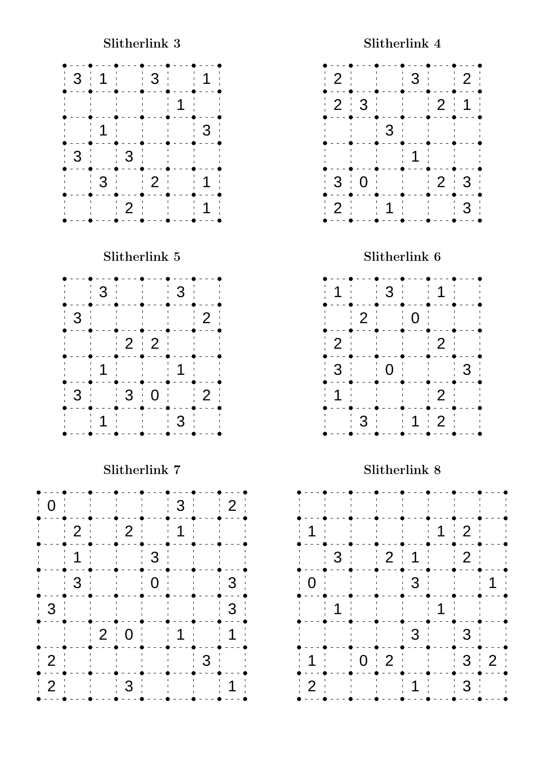**Slitherlink 3**

| | | | | | |
|---|---|---|---|---|---|
| 3 | 1 | | 3 | | 1 |
| | | | | 1 | |
| | 1 | | | | 3 |
| 3 | | 3 | | | |
| | 3 | | 2 | | 1 |
| | | 2 | | | 1 |

**Slitherlink 4**

| | | | | | |
|---|---|---|---|---|---|
| 2 | | | 3 | | 2 |
| 2 | 3 | | | 2 | 1 |
| | | 3 | | | |
| | | | 1 | | |
| 3 | 0 | | | 2 | 3 |
| 2 | | 1 | | | 3 |

**Slitherlink 5**

| | | | | | |
|---|---|---|---|---|---|
| | 3 | | | 3 | |
| 3 | | | | | 2 |
| | | 2 | 2 | | |
| | 1 | | | 1 | |
| 3 | | 3 | 0 | | 2 |
| | 1 | | | 3 | |

**Slitherlink 6**

| | | | | | |
|---|---|---|---|---|---|
| 1 | | 3 | | 1 | |
| | 2 | | 0 | | |
| 2 | | | | 2 | |
| 3 | | 0 | | | 3 |
| 1 | | | | 2 | |
| | 3 | | 1 | 2 | |

**Slitherlink 7**

| | | | | | | | |
|---|---|---|---|---|---|---|---|
| 0 | | | | | 3 | | 2 |
| | 2 | | 2 | | 1 | | |
| | 1 | | | 3 | | | |
| | 3 | | | 0 | | | 3 |
| 3 | | | | | | | 3 |
| | | 2 | 0 | | 1 | | 1 |
| 2 | | | | | | 3 | |
| 2 | | | 3 | | | | 1 |

**Slitherlink 8**

| | | | | | | | |
|---|---|---|---|---|---|---|---|
| | | | | | | | |
| 1 | | | | | 1 | 2 | |
| | 3 | | 2 | 1 | | 2 | |
| 0 | | | | 3 | | | 1 |
| | 1 | | | | 1 | | |
| | | | | 3 | | 3 | |
| 1 | | 0 | 2 | | | 3 | 2 |
| 2 | | | | 1 | | 3 | |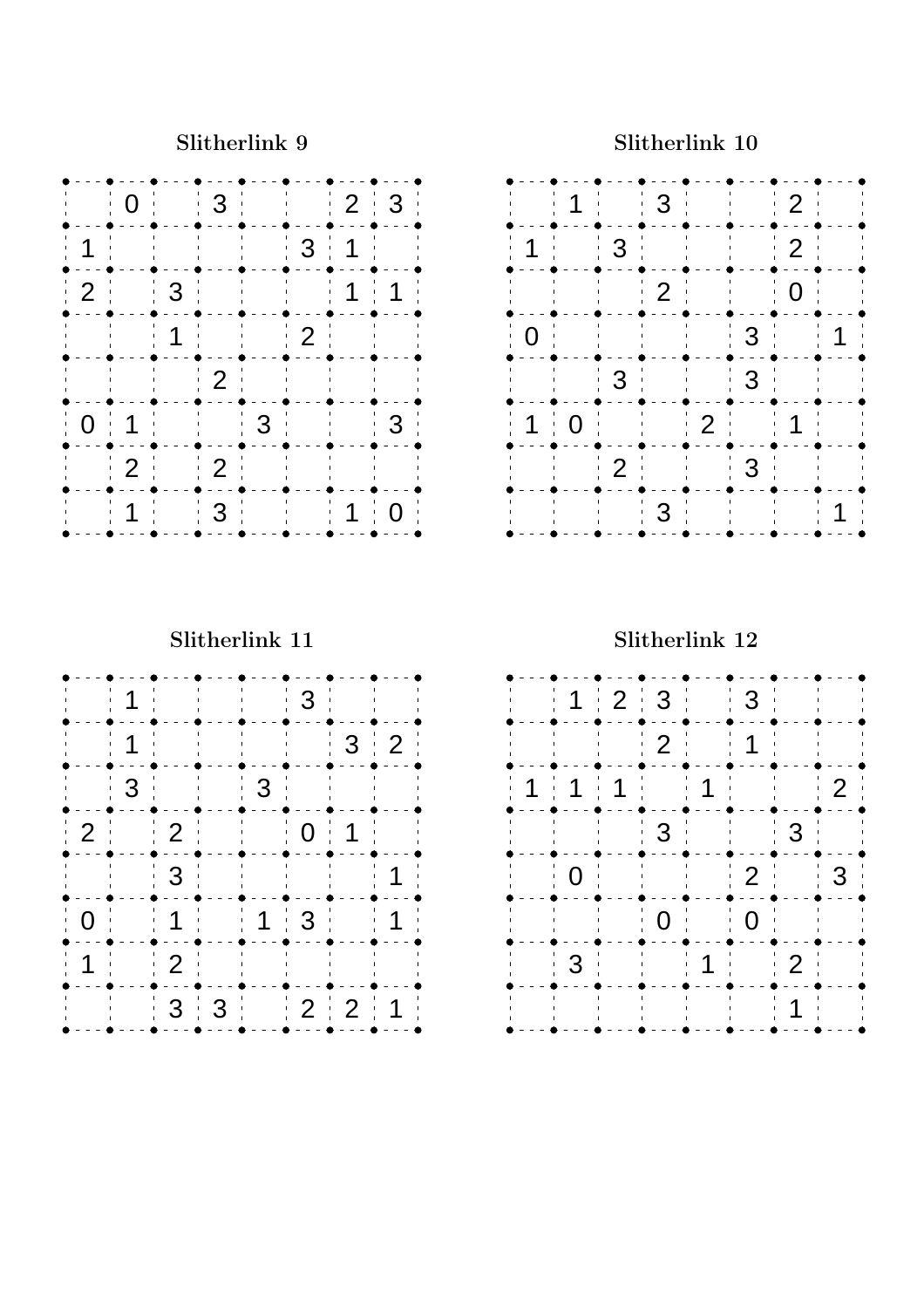## Slitherlink 9

| | | | | | | | |
|---|---|---|---|---|---|---|---|
| | 0 | | 3 | | | 2 | 3 |
| 1 | | | | | 3 | 1 | |
| 2 | | 3 | | | | 1 | 1 |
| | | 1 | | | 2 | | |
| | | | 2 | | | | |
| 0 | 1 | | | 3 | | | 3 |
| | 2 | | 2 | | | | |
| | 1 | | 3 | | | 1 | 0 |

## Slitherlink 10

| | | | | | | | |
|---|---|---|---|---|---|---|---|
| | 1 | | 3 | | | 2 | |
| 1 | | 3 | | | | 2 | |
| | | | 2 | | | 0 | |
| 0 | | | | | 3 | | 1 |
| | | 3 | | | 3 | | |
| 1 | 0 | | | 2 | | 1 | |
| | | 2 | | | 3 | | |
| | | | 3 | | | | 1 |

## Slitherlink 11

| | | | | | | | |
|---|---|---|---|---|---|---|---|
| | 1 | | | | 3 | | |
| | 1 | | | | | 3 | 2 |
| | 3 | | | 3 | | | |
| 2 | | 2 | | | 0 | 1 | |
| | | 3 | | | | | 1 |
| 0 | | 1 | | 1 | 3 | | 1 |
| 1 | | 2 | | | | | |
| | | 3 | 3 | | 2 | 2 | 1 |

## Slitherlink 12

| | | | | | | | |
|---|---|---|---|---|---|---|---|
| | 1 | 2 | 3 | | 3 | | |
| | | | 2 | | 1 | | |
| 1 | 1 | 1 | | 1 | | | 2 |
| | | | 3 | | | 3 | |
| | 0 | | | | 2 | | 3 |
| | | | 0 | | 0 | | |
| | 3 | | | 1 | | 2 | |
| | | | | | | 1 | |